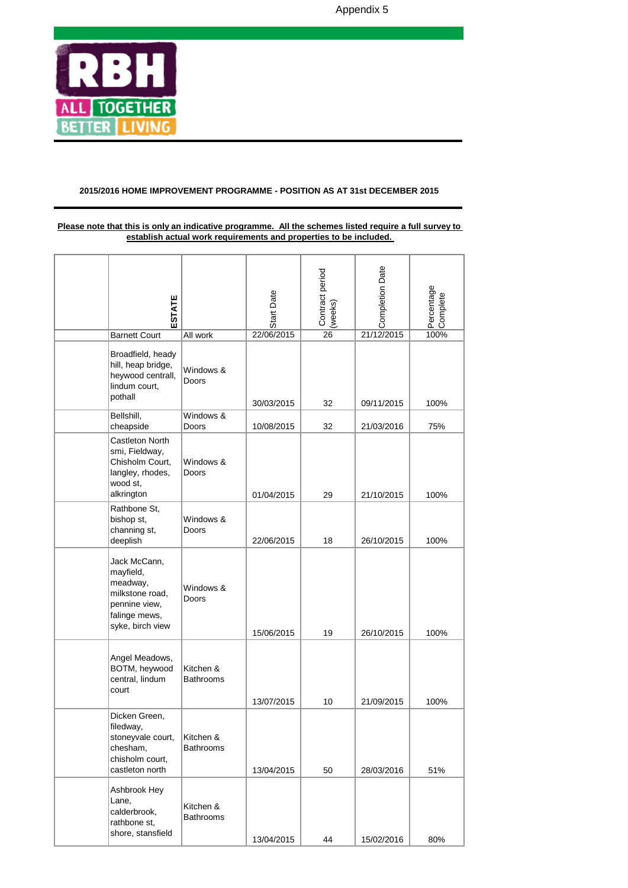Appendix 5

RBH ALL TOGETHER BETTER LIVING

**2015/2016 HOME IMPROVEMENT PROGRAMME - POSITION AS AT 31st DECEMBER 2015**

**Please note that this is only an indicative programme. All the schemes listed require a full survey to establish actual work requirements and properties to be included.**

| | ESTATE | | Start Date | Contract period (weeks) | Completion Date | Percentage Complete |
|---|---|---|---|---|---|---|
| | Barnett Court | All work | 22/06/2015 | 26 | 21/12/2015 | 100% |
| | Broadfield, heady hill, heap bridge, heywood centrall, lindum court, pothall | Windows & Doors | 30/03/2015 | 32 | 09/11/2015 | 100% |
| | Bellshill, cheapside | Windows & Doors | 10/08/2015 | 32 | 21/03/2016 | 75% |
| | Castleton North smi, Fieldway, Chisholm Court, langley, rhodes, wood st, alkrington | Windows & Doors | 01/04/2015 | 29 | 21/10/2015 | 100% |
| | Rathbone St, bishop st, channing st, deeplish | Windows & Doors | 22/06/2015 | 18 | 26/10/2015 | 100% |
| | Jack McCann, mayfield, meadway, milkstone road, pennine view, falinge mews, syke, birch view | Windows & Doors | 15/06/2015 | 19 | 26/10/2015 | 100% |
| | Angel Meadows, BOTM, heywood central, lindum court | Kitchen & Bathrooms | 13/07/2015 | 10 | 21/09/2015 | 100% |
| | Dicken Green, filedway, stoneyvale court, chesham, chisholm court, castleton north | Kitchen & Bathrooms | 13/04/2015 | 50 | 28/03/2016 | 51% |
| | Ashbrook Hey Lane, calderbrook, rathbone st, shore, stansfield | Kitchen & Bathrooms | 13/04/2015 | 44 | 15/02/2016 | 80% |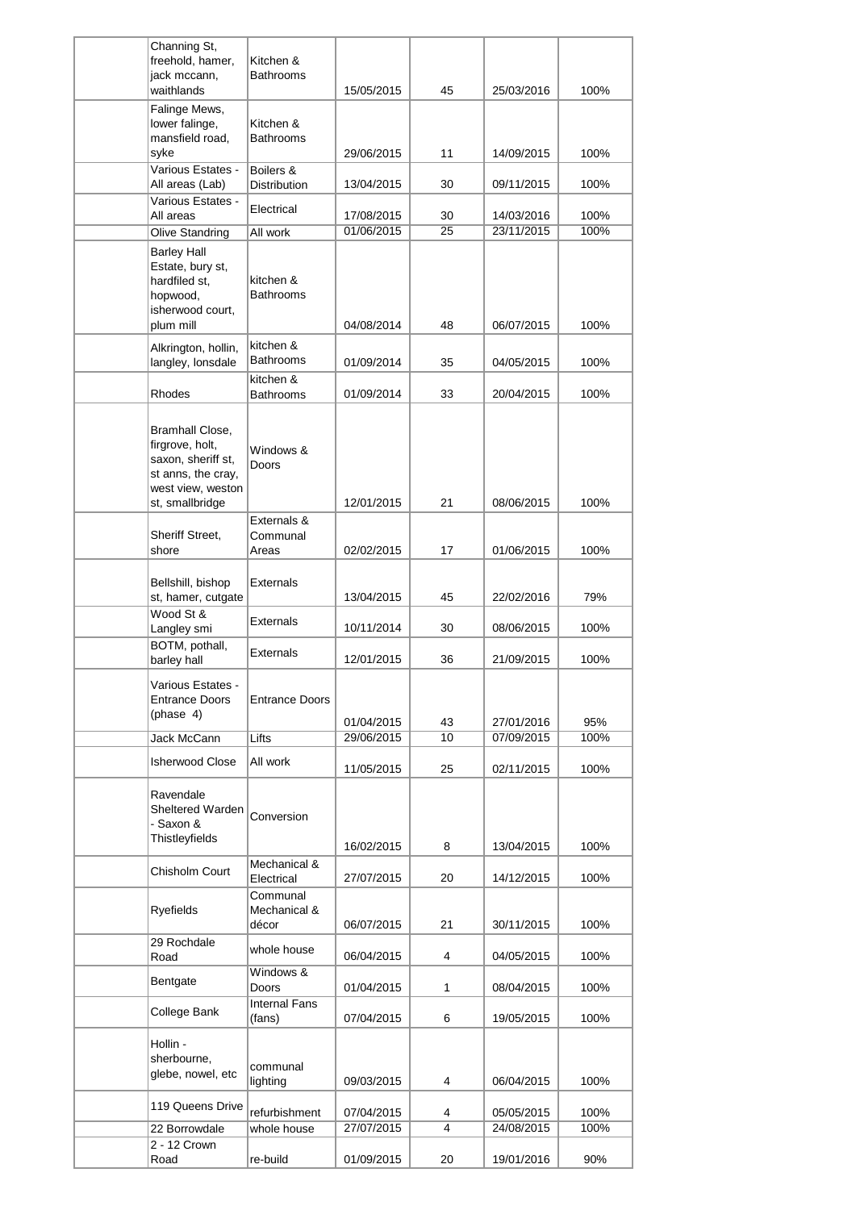| | | | | | | |
|---|---|---|---|---|---|---|
| | Channing St, freehold, hamer, jack mccann, waithlands | Kitchen & Bathrooms | 15/05/2015 | 45 | 25/03/2016 | 100% |
| | Falinge Mews, lower falinge, mansfield road, syke | Kitchen & Bathrooms | 29/06/2015 | 11 | 14/09/2015 | 100% |
| | Various Estates - All areas (Lab) | Boilers & Distribution | 13/04/2015 | 30 | 09/11/2015 | 100% |
| | Various Estates - All areas | Electrical | 17/08/2015 | 30 | 14/03/2016 | 100% |
| | Olive Standring | All work | 01/06/2015 | 25 | 23/11/2015 | 100% |
| | Barley Hall Estate, bury st, hardfiled st, hopwood, isherwood court, plum mill | kitchen & Bathrooms | 04/08/2014 | 48 | 06/07/2015 | 100% |
| | Alkrington, hollin, langley, lonsdale | kitchen & Bathrooms | 01/09/2014 | 35 | 04/05/2015 | 100% |
| | Rhodes | kitchen & Bathrooms | 01/09/2014 | 33 | 20/04/2015 | 100% |
| | Bramhall Close, firgrove, holt, saxon, sheriff st, st anns, the cray, west view, weston st, smallbridge | Windows & Doors | 12/01/2015 | 21 | 08/06/2015 | 100% |
| | Sheriff Street, shore | Externals & Communal Areas | 02/02/2015 | 17 | 01/06/2015 | 100% |
| | Bellshill, bishop st, hamer, cutgate | Externals | 13/04/2015 | 45 | 22/02/2016 | 79% |
| | Wood St & Langley smi | Externals | 10/11/2014 | 30 | 08/06/2015 | 100% |
| | BOTM, pothall, barley hall | Externals | 12/01/2015 | 36 | 21/09/2015 | 100% |
| | Various Estates - Entrance Doors (phase 4) | Entrance Doors | 01/04/2015 | 43 | 27/01/2016 | 95% |
| | Jack McCann | Lifts | 29/06/2015 | 10 | 07/09/2015 | 100% |
| | Isherwood Close | All work | 11/05/2015 | 25 | 02/11/2015 | 100% |
| | Ravendale Sheltered Warden - Saxon & Thistleyfields | Conversion | 16/02/2015 | 8 | 13/04/2015 | 100% |
| | Chisholm Court | Mechanical & Electrical | 27/07/2015 | 20 | 14/12/2015 | 100% |
| | Ryefields | Communal Mechanical & décor | 06/07/2015 | 21 | 30/11/2015 | 100% |
| | 29 Rochdale Road | whole house | 06/04/2015 | 4 | 04/05/2015 | 100% |
| | Bentgate | Windows & Doors | 01/04/2015 | 1 | 08/04/2015 | 100% |
| | College Bank | Internal Fans (fans) | 07/04/2015 | 6 | 19/05/2015 | 100% |
| | Hollin - sherbourne, glebe, nowel, etc | communal lighting | 09/03/2015 | 4 | 06/04/2015 | 100% |
| | 119 Queens Drive | refurbishment | 07/04/2015 | 4 | 05/05/2015 | 100% |
| | 22 Borrowdale | whole house | 27/07/2015 | 4 | 24/08/2015 | 100% |
| | 2 - 12 Crown Road | re-build | 01/09/2015 | 20 | 19/01/2016 | 90% |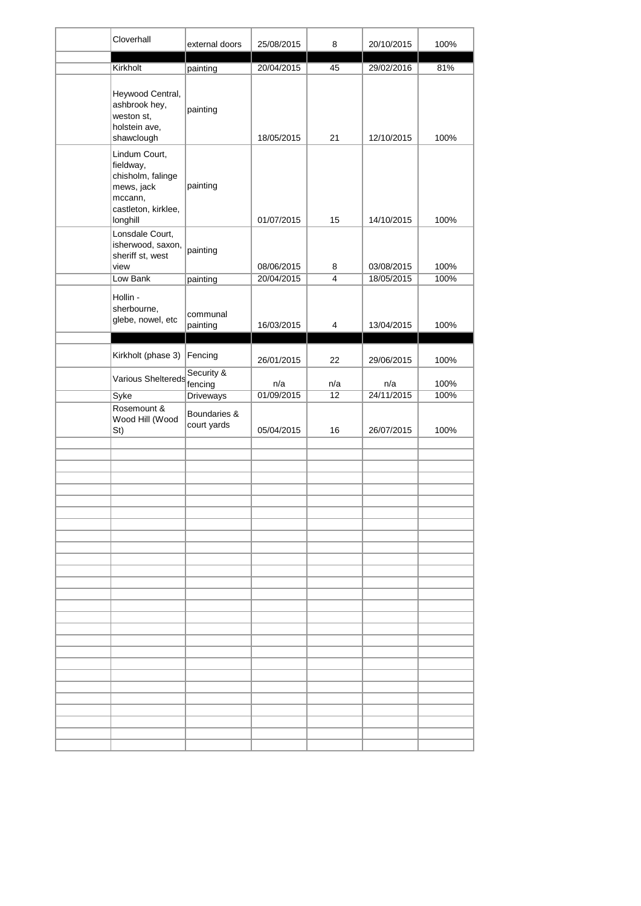| | | | | | | |
|---|---|---|---|---|---|---|
| | Cloverhall | external doors | 25/08/2015 | 8 | 20/10/2015 | 100% |
| | | | | | | |
| | Kirkholt | painting | 20/04/2015 | 45 | 29/02/2016 | 81% |
| | Heywood Central, ashbrook hey, weston st, holstein ave, shawclough | painting | 18/05/2015 | 21 | 12/10/2015 | 100% |
| | Lindum Court, fieldway, chisholm, falinge mews, jack mccann, castleton, kirklee, longhill | painting | 01/07/2015 | 15 | 14/10/2015 | 100% |
| | Lonsdale Court, isherwood, saxon, sheriff st, west view | painting | 08/06/2015 | 8 | 03/08/2015 | 100% |
| | Low Bank | painting | 20/04/2015 | 4 | 18/05/2015 | 100% |
| | Hollin - sherbourne, glebe, nowel, etc | communal painting | 16/03/2015 | 4 | 13/04/2015 | 100% |
| | | | | | | |
| | Kirkholt (phase 3) | Fencing | 26/01/2015 | 22 | 29/06/2015 | 100% |
| | Various Sheltereds | Security & fencing | n/a | n/a | n/a | 100% |
| | Syke | Driveways | 01/09/2015 | 12 | 24/11/2015 | 100% |
| | Rosemount & Wood Hill (Wood St) | Boundaries & court yards | 05/04/2015 | 16 | 26/07/2015 | 100% |